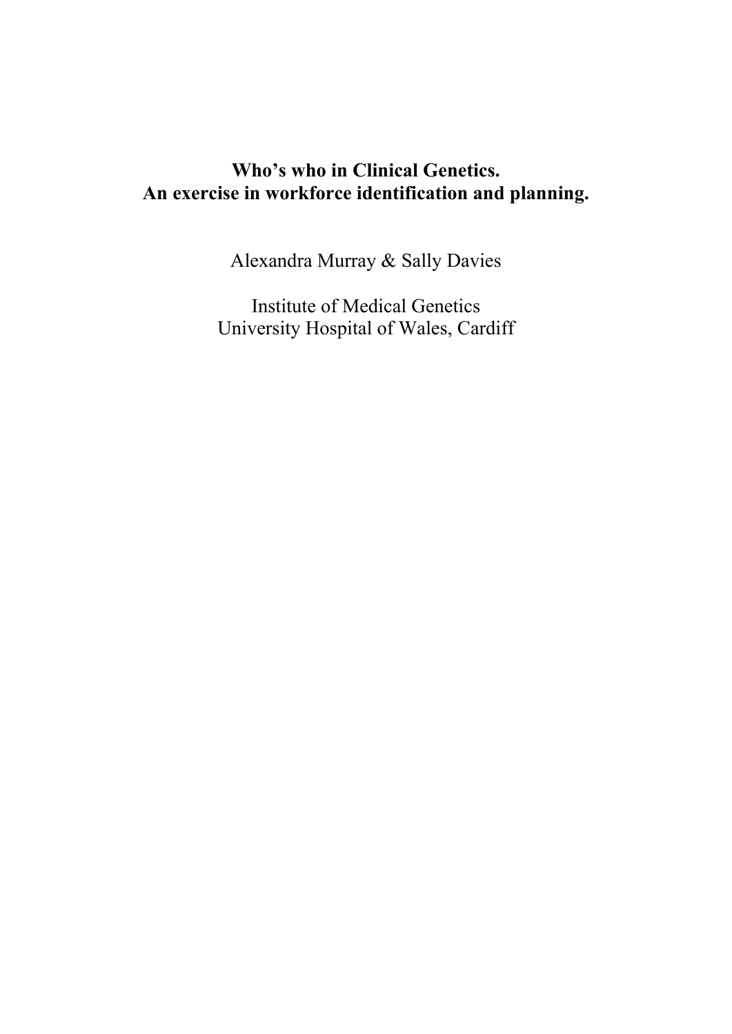# Who's who in Clinical Genetics.
# An exercise in workforce identification and planning.

Alexandra Murray & Sally Davies

Institute of Medical Genetics
University Hospital of Wales, Cardiff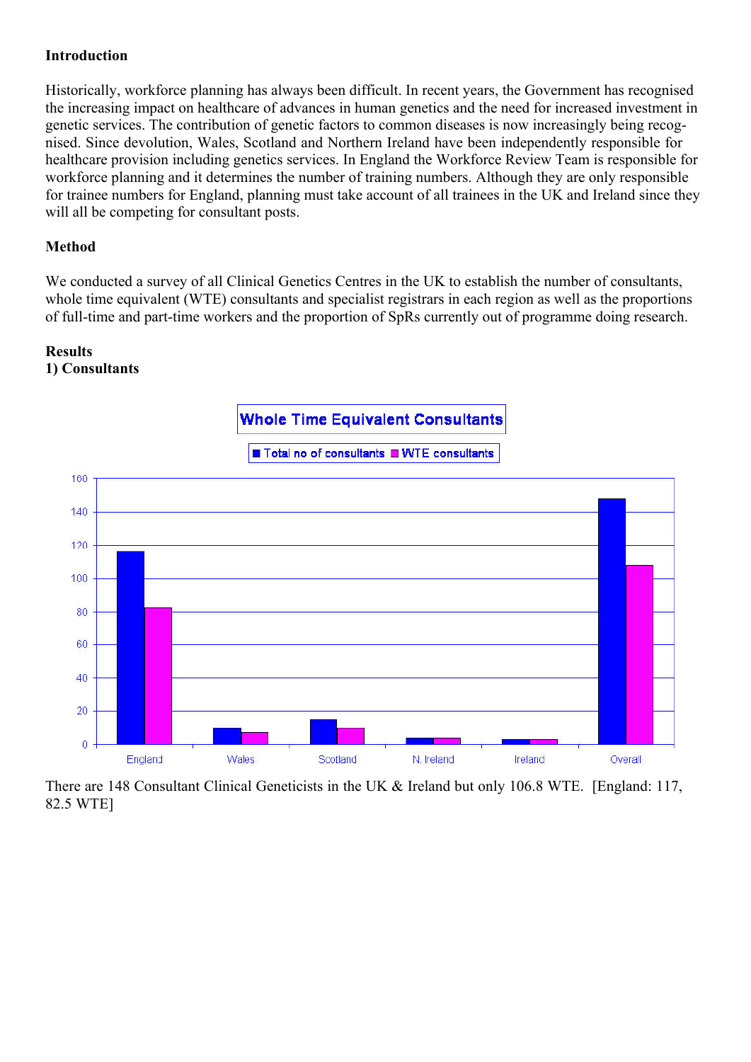**Introduction**

Historically, workforce planning has always been difficult. In recent years, the Government has recognised the increasing impact on healthcare of advances in human genetics and the need for increased investment in genetic services. The contribution of genetic factors to common diseases is now increasingly being recognised. Since devolution, Wales, Scotland and Northern Ireland have been independently responsible for healthcare provision including genetics services. In England the Workforce Review Team is responsible for workforce planning and it determines the number of training numbers. Although they are only responsible for trainee numbers for England, planning must take account of all trainees in the UK and Ireland since they will all be competing for consultant posts.

**Method**

We conducted a survey of all Clinical Genetics Centres in the UK to establish the number of consultants, whole time equivalent (WTE) consultants and specialist registrars in each region as well as the proportions of full-time and part-time workers and the proportion of SpRs currently out of programme doing research.

**Results**

**1) Consultants**

There are 148 Consultant Clinical Geneticists in the UK & Ireland but only 106.8 WTE. [England: 117, 82.5 WTE]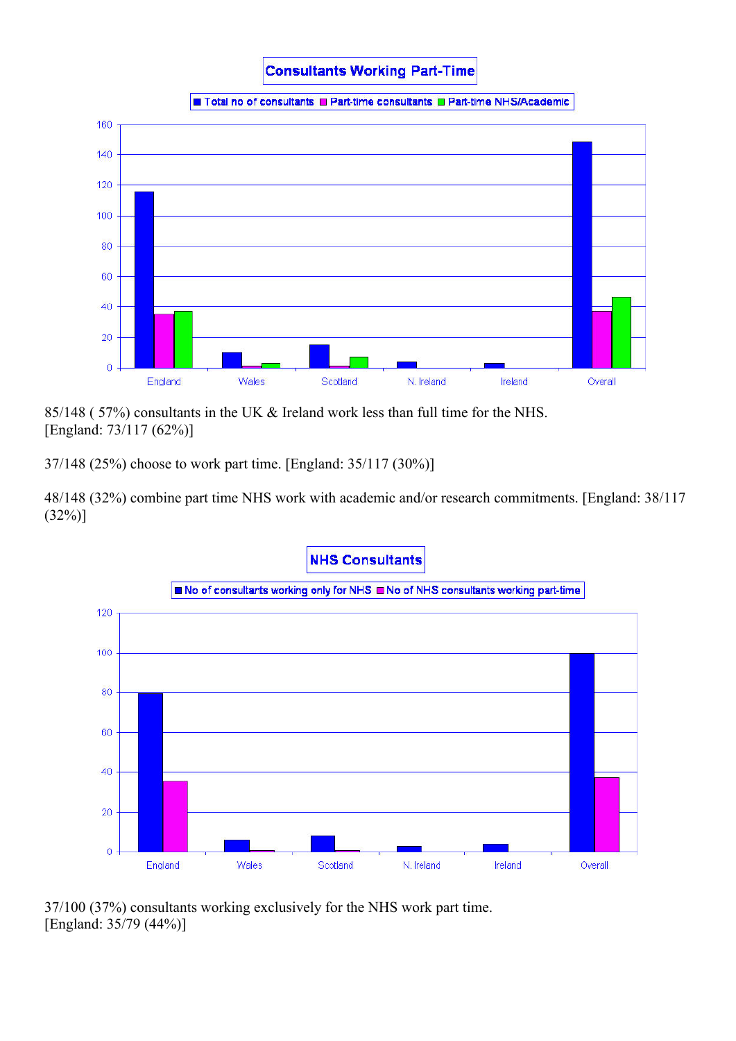85/148 ( 57%) consultants in the UK & Ireland work less than full time for the NHS. [England: 73/117 (62%)]

37/148 (25%) choose to work part time. [England: 35/117 (30%)]

48/148 (32%) combine part time NHS work with academic and/or research commitments. [England: 38/117 (32%)]

37/100 (37%) consultants working exclusively for the NHS work part time. [England: 35/79 (44%)]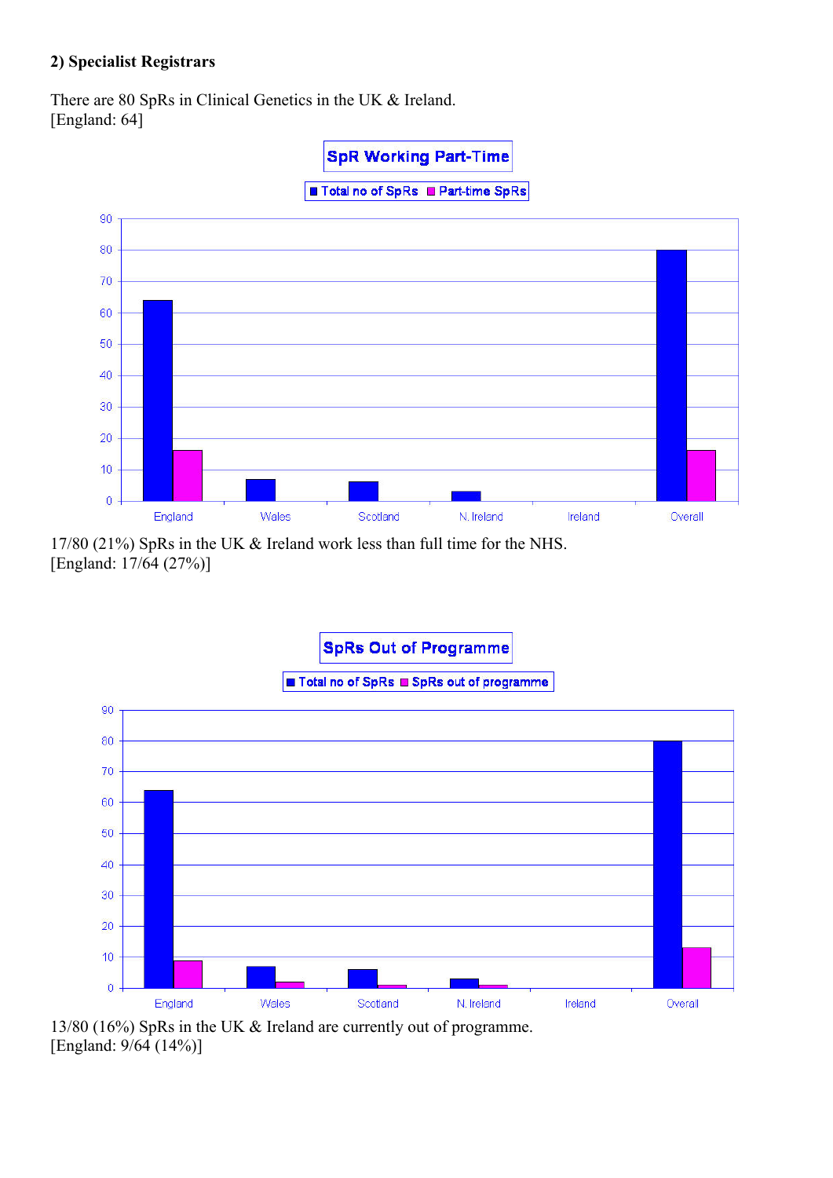**2) Specialist Registrars**

There are 80 SpRs in Clinical Genetics in the UK & Ireland.
[England: 64]

17/80 (21%) SpRs in the UK & Ireland work less than full time for the NHS.
[England: 17/64 (27%)]

13/80 (16%) SpRs in the UK & Ireland are currently out of programme.
[England: 9/64 (14%)]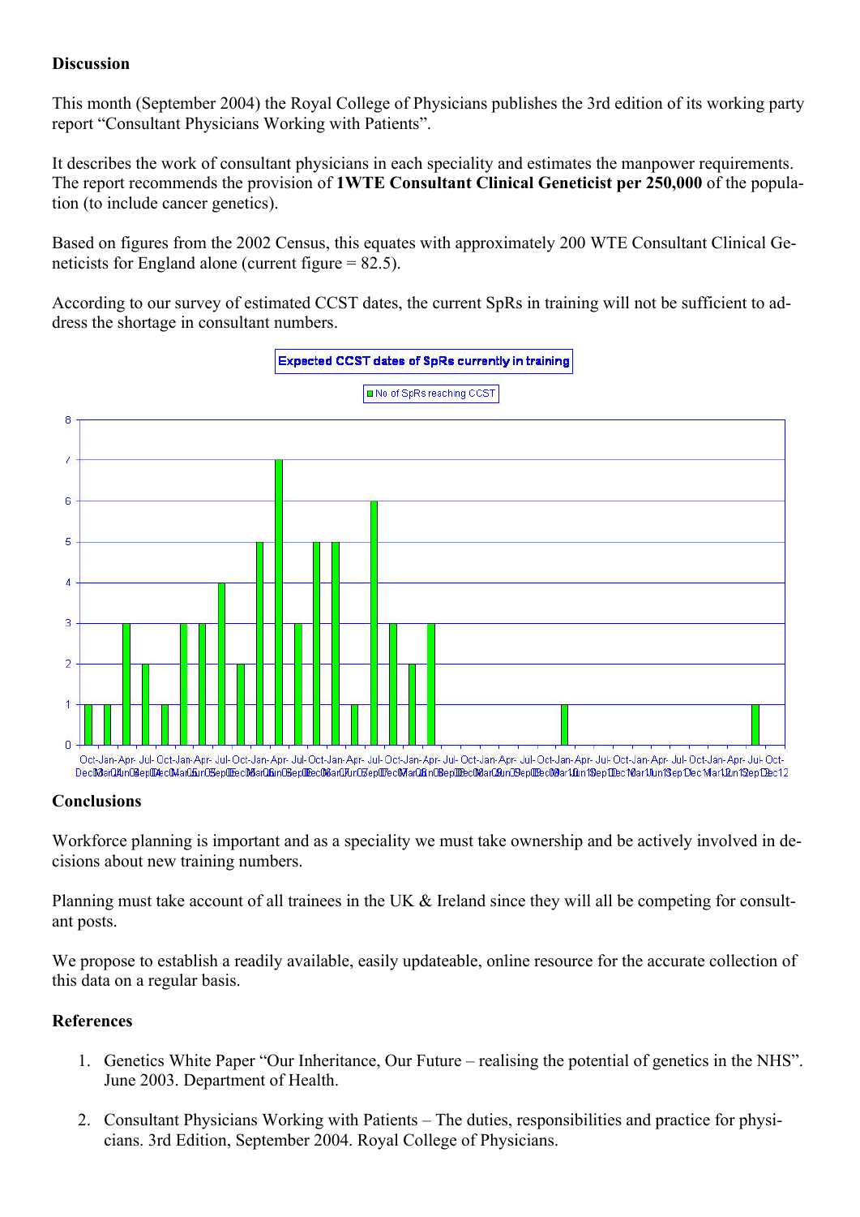**Discussion**

This month (September 2004) the Royal College of Physicians publishes the 3rd edition of its working party report "Consultant Physicians Working with Patients".

It describes the work of consultant physicians in each speciality and estimates the manpower requirements. The report recommends the provision of **1WTE Consultant Clinical Geneticist per 250,000** of the population (to include cancer genetics).

Based on figures from the 2002 Census, this equates with approximately 200 WTE Consultant Clinical Geneticists for England alone (current figure = 82.5).

According to our survey of estimated CCST dates, the current SpRs in training will not be sufficient to address the shortage in consultant numbers.

Expected CCST dates of SpRs currently in training

No of SpRs reaching CCST

0
1
2
3
4
5
6
7
8

**Conclusions**

Workforce planning is important and as a speciality we must take ownership and be actively involved in decisions about new training numbers.

Planning must take account of all trainees in the UK & Ireland since they will all be competing for consultant posts.

We propose to establish a readily available, easily updateable, online resource for the accurate collection of this data on a regular basis.

**References**

1. Genetics White Paper "Our Inheritance, Our Future – realising the potential of genetics in the NHS". June 2003. Department of Health.
2. Consultant Physicians Working with Patients – The duties, responsibilities and practice for physicians. 3rd Edition, September 2004. Royal College of Physicians.